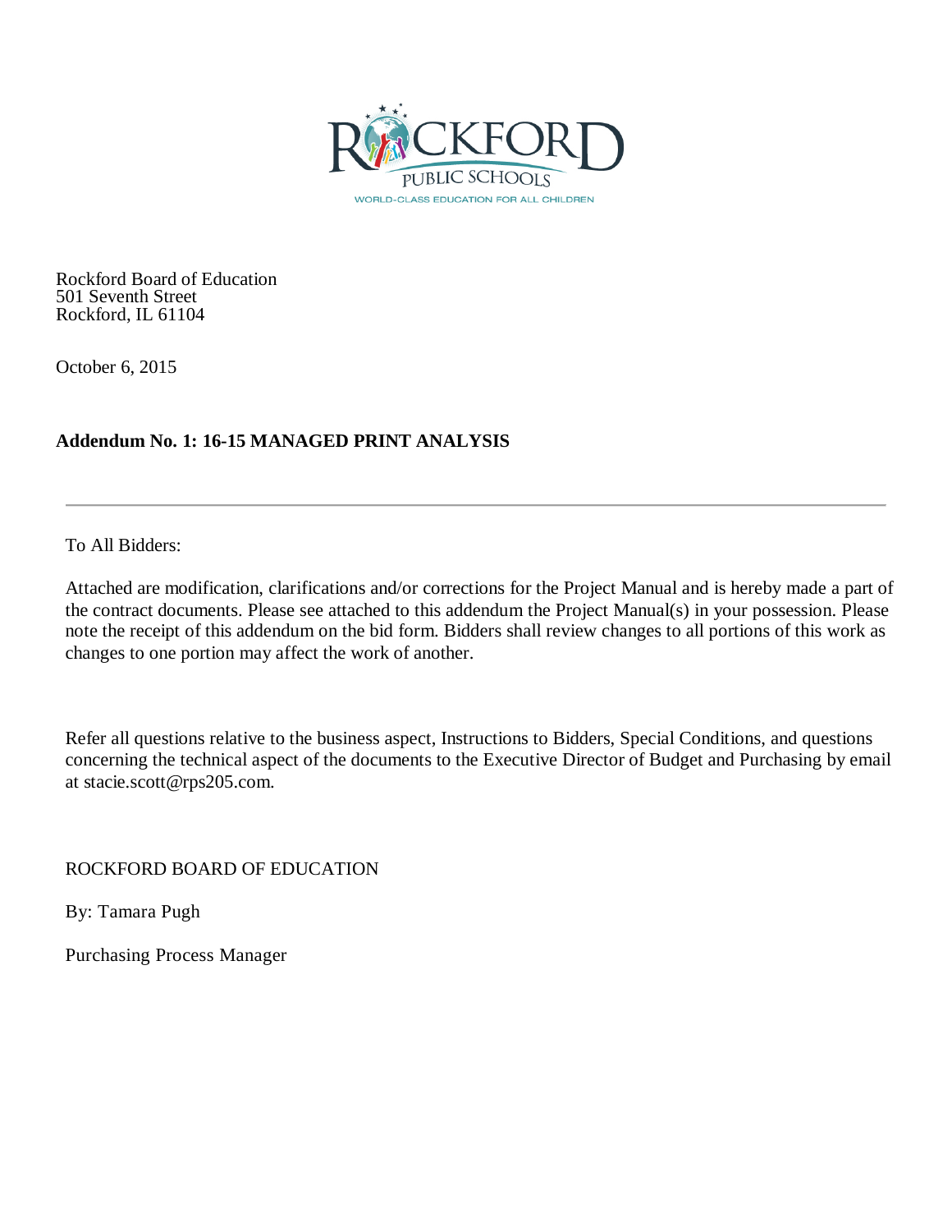ROCKFORD PUBLIC SCHOOLS

WORLD-CLASS EDUCATION FOR ALL CHILDREN

Rockford Board of Education
501 Seventh Street
Rockford, IL 61104

October 6, 2015

**Addendum No. 1: 16-15 MANAGED PRINT ANALYSIS**

---

To All Bidders:

Attached are modification, clarifications and/or corrections for the Project Manual and is hereby made a part of the contract documents. Please see attached to this addendum the Project Manual(s) in your possession. Please note the receipt of this addendum on the bid form. Bidders shall review changes to all portions of this work as changes to one portion may affect the work of another.

Refer all questions relative to the business aspect, Instructions to Bidders, Special Conditions, and questions concerning the technical aspect of the documents to the Executive Director of Budget and Purchasing by email at stacie.scott@rps205.com.

ROCKFORD BOARD OF EDUCATION

By: Tamara Pugh

Purchasing Process Manager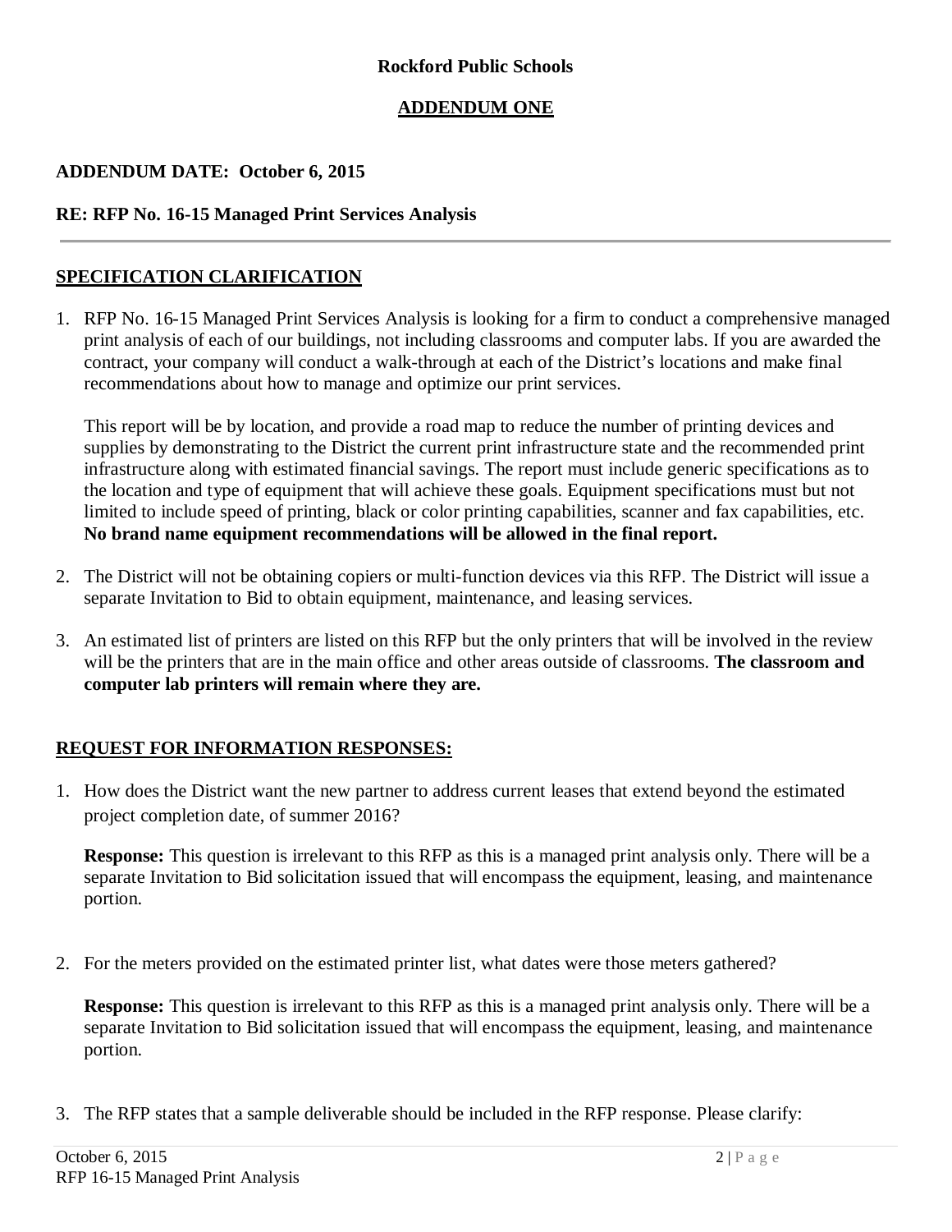**Rockford Public Schools**

**ADDENDUM ONE**

**ADDENDUM DATE: October 6, 2015**

**RE: RFP No. 16-15 Managed Print Services Analysis**

---

## SPECIFICATION CLARIFICATION

1. RFP No. 16-15 Managed Print Services Analysis is looking for a firm to conduct a comprehensive managed print analysis of each of our buildings, not including classrooms and computer labs. If you are awarded the contract, your company will conduct a walk-through at each of the District's locations and make final recommendations about how to manage and optimize our print services.

   This report will be by location, and provide a road map to reduce the number of printing devices and supplies by demonstrating to the District the current print infrastructure state and the recommended print infrastructure along with estimated financial savings. The report must include generic specifications as to the location and type of equipment that will achieve these goals. Equipment specifications must but not limited to include speed of printing, black or color printing capabilities, scanner and fax capabilities, etc. **No brand name equipment recommendations will be allowed in the final report.**

2. The District will not be obtaining copiers or multi-function devices via this RFP. The District will issue a separate Invitation to Bid to obtain equipment, maintenance, and leasing services.

3. An estimated list of printers are listed on this RFP but the only printers that will be involved in the review will be the printers that are in the main office and other areas outside of classrooms. **The classroom and computer lab printers will remain where they are.**

## REQUEST FOR INFORMATION RESPONSES:

1. How does the District want the new partner to address current leases that extend beyond the estimated project completion date, of summer 2016?

   **Response:** This question is irrelevant to this RFP as this is a managed print analysis only. There will be a separate Invitation to Bid solicitation issued that will encompass the equipment, leasing, and maintenance portion.

2. For the meters provided on the estimated printer list, what dates were those meters gathered?

   **Response:** This question is irrelevant to this RFP as this is a managed print analysis only. There will be a separate Invitation to Bid solicitation issued that will encompass the equipment, leasing, and maintenance portion.

3. The RFP states that a sample deliverable should be included in the RFP response. Please clarify: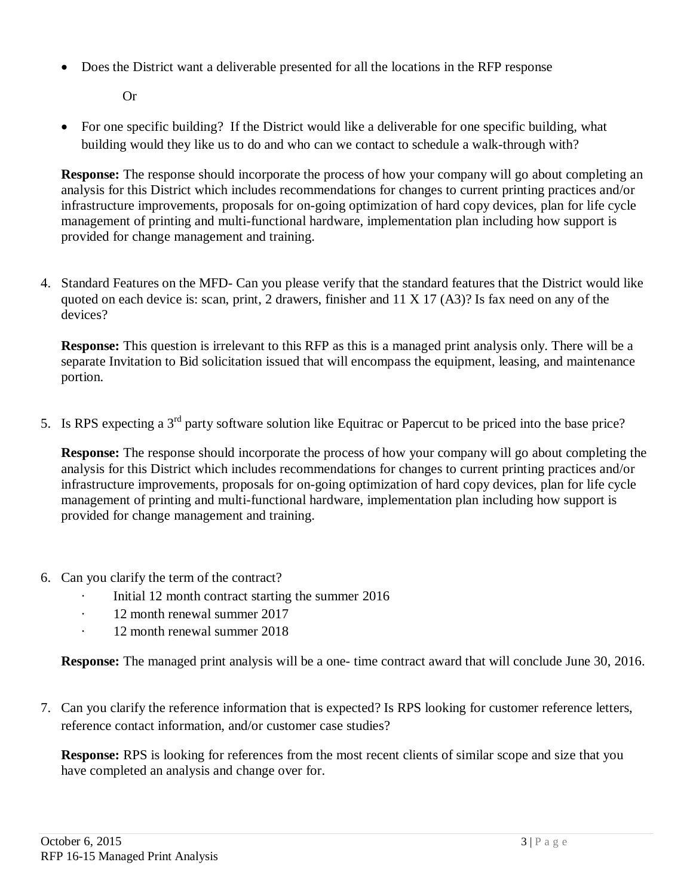- Does the District want a deliverable presented for all the locations in the RFP response

  Or

- For one specific building? If the District would like a deliverable for one specific building, what building would they like us to do and who can we contact to schedule a walk-through with?

  **Response:** The response should incorporate the process of how your company will go about completing an analysis for this District which includes recommendations for changes to current printing practices and/or infrastructure improvements, proposals for on-going optimization of hard copy devices, plan for life cycle management of printing and multi-functional hardware, implementation plan including how support is provided for change management and training.

4. Standard Features on the MFD- Can you please verify that the standard features that the District would like quoted on each device is: scan, print, 2 drawers, finisher and 11 X 17 (A3)? Is fax need on any of the devices?

   **Response:** This question is irrelevant to this RFP as this is a managed print analysis only. There will be a separate Invitation to Bid solicitation issued that will encompass the equipment, leasing, and maintenance portion.

5. Is RPS expecting a 3rd party software solution like Equitrac or Papercut to be priced into the base price?

   **Response:** The response should incorporate the process of how your company will go about completing the analysis for this District which includes recommendations for changes to current printing practices and/or infrastructure improvements, proposals for on-going optimization of hard copy devices, plan for life cycle management of printing and multi-functional hardware, implementation plan including how support is provided for change management and training.

6. Can you clarify the term of the contract?
   - Initial 12 month contract starting the summer 2016
   - 12 month renewal summer 2017
   - 12 month renewal summer 2018

   **Response:** The managed print analysis will be a one- time contract award that will conclude June 30, 2016.

7. Can you clarify the reference information that is expected? Is RPS looking for customer reference letters, reference contact information, and/or customer case studies?

   **Response:** RPS is looking for references from the most recent clients of similar scope and size that you have completed an analysis and change over for.